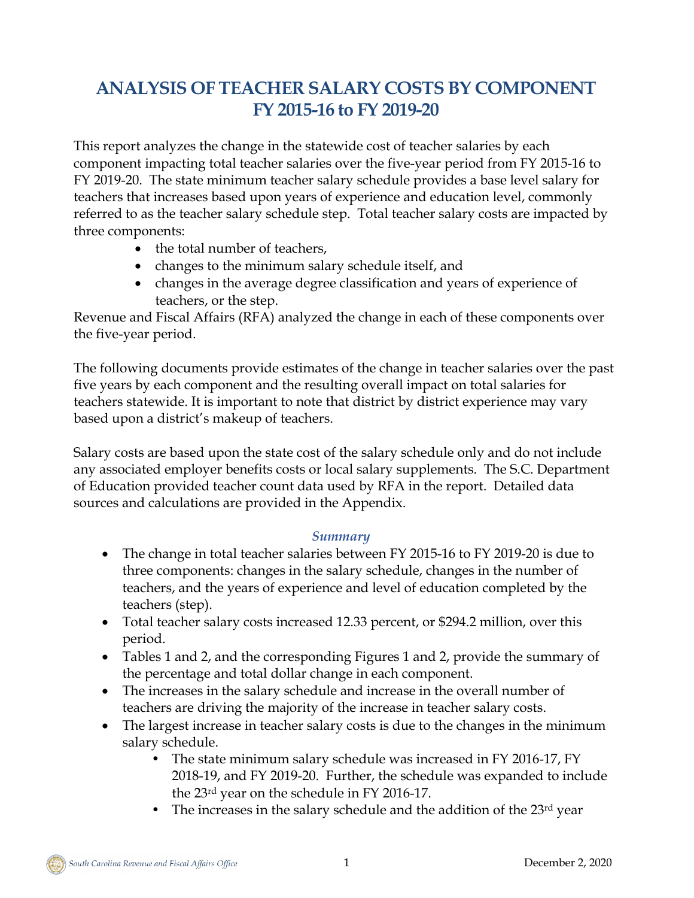# ANALYSIS OF TEACHER SALARY COSTS BY COMPONENT FY 2015-16 to FY 2019-20

This report analyzes the change in the statewide cost of teacher salaries by each component impacting total teacher salaries over the five-year period from FY 2015-16 to FY 2019-20. The state minimum teacher salary schedule provides a base level salary for teachers that increases based upon years of experience and education level, commonly referred to as the teacher salary schedule step. Total teacher salary costs are impacted by three components:

- the total number of teachers,
- changes to the minimum salary schedule itself, and
- changes in the average degree classification and years of experience of teachers, or the step.

Revenue and Fiscal Affairs (RFA) analyzed the change in each of these components over the five-year period.

The following documents provide estimates of the change in teacher salaries over the past five years by each component and the resulting overall impact on total salaries for teachers statewide. It is important to note that district by district experience may vary based upon a district's makeup of teachers.

Salary costs are based upon the state cost of the salary schedule only and do not include any associated employer benefits costs or local salary supplements. The S.C. Department of Education provided teacher count data used by RFA in the report. Detailed data sources and calculations are provided in the Appendix.

### *Summary*

- The change in total teacher salaries between FY 2015-16 to FY 2019-20 is due to three components: changes in the salary schedule, changes in the number of teachers, and the years of experience and level of education completed by the teachers (step).
- Total teacher salary costs increased 12.33 percent, or $294.2 million, over this period.
- Tables 1 and 2, and the corresponding Figures 1 and 2, provide the summary of the percentage and total dollar change in each component.
- The increases in the salary schedule and increase in the overall number of teachers are driving the majority of the increase in teacher salary costs.
- The largest increase in teacher salary costs is due to the changes in the minimum salary schedule.
  - The state minimum salary schedule was increased in FY 2016-17, FY 2018-19, and FY 2019-20. Further, the schedule was expanded to include the 23rd year on the schedule in FY 2016-17.
  - The increases in the salary schedule and the addition of the 23rd year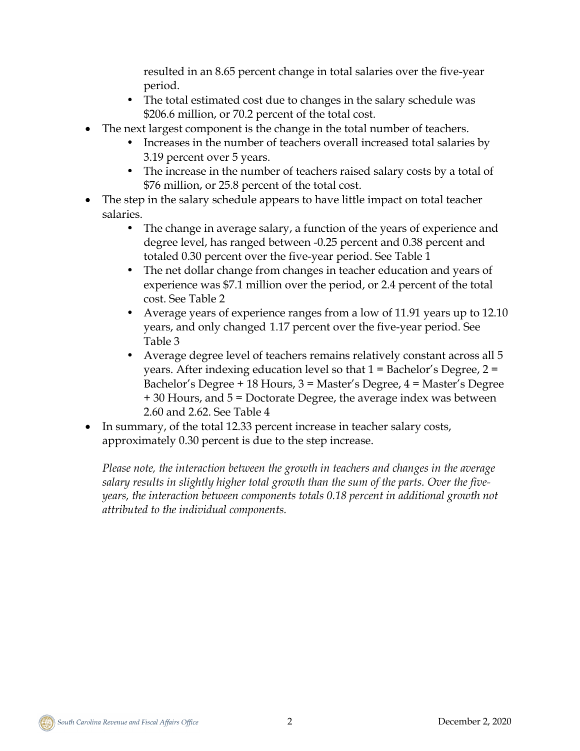resulted in an 8.65 percent change in total salaries over the five-year period.
  - The total estimated cost due to changes in the salary schedule was \$206.6 million, or 70.2 percent of the total cost.
- The next largest component is the change in the total number of teachers.
  - Increases in the number of teachers overall increased total salaries by 3.19 percent over 5 years.
  - The increase in the number of teachers raised salary costs by a total of \$76 million, or 25.8 percent of the total cost.
- The step in the salary schedule appears to have little impact on total teacher salaries.
  - The change in average salary, a function of the years of experience and degree level, has ranged between -0.25 percent and 0.38 percent and totaled 0.30 percent over the five-year period. See Table 1
  - The net dollar change from changes in teacher education and years of experience was \$7.1 million over the period, or 2.4 percent of the total cost. See Table 2
  - Average years of experience ranges from a low of 11.91 years up to 12.10 years, and only changed 1.17 percent over the five-year period. See Table 3
  - Average degree level of teachers remains relatively constant across all 5 years. After indexing education level so that 1 = Bachelor's Degree, 2 = Bachelor's Degree + 18 Hours, 3 = Master's Degree, 4 = Master's Degree + 30 Hours, and 5 = Doctorate Degree, the average index was between 2.60 and 2.62. See Table 4
- In summary, of the total 12.33 percent increase in teacher salary costs, approximately 0.30 percent is due to the step increase.

*Please note, the interaction between the growth in teachers and changes in the average salary results in slightly higher total growth than the sum of the parts. Over the five-years, the interaction between components totals 0.18 percent in additional growth not attributed to the individual components.*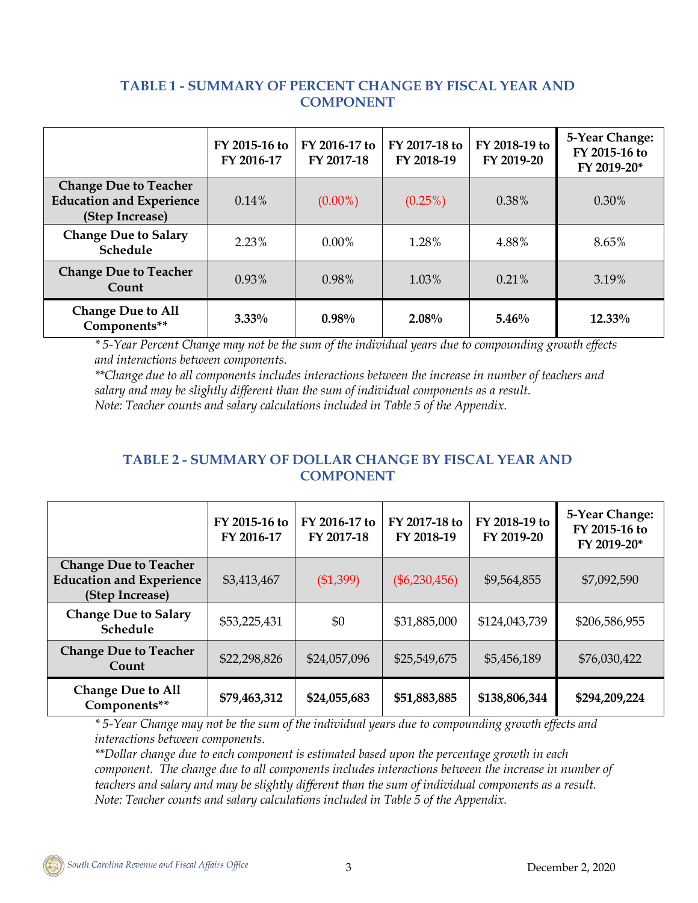### TABLE 1 - SUMMARY OF PERCENT CHANGE BY FISCAL YEAR AND COMPONENT

| | FY 2015-16 to FY 2016-17 | FY 2016-17 to FY 2017-18 | FY 2017-18 to FY 2018-19 | FY 2018-19 to FY 2019-20 | 5-Year Change: FY 2015-16 to FY 2019-20* |
|---|---|---|---|---|---|
| Change Due to Teacher Education and Experience (Step Increase) | 0.14% | (0.00%) | (0.25%) | 0.38% | 0.30% |
| Change Due to Salary Schedule | 2.23% | 0.00% | 1.28% | 4.88% | 8.65% |
| Change Due to Teacher Count | 0.93% | 0.98% | 1.03% | 0.21% | 3.19% |
| **Change Due to All Components**** | **3.33%** | **0.98%** | **2.08%** | **5.46%** | **12.33%** |

*\* 5-Year Percent Change may not be the sum of the individual years due to compounding growth effects and interactions between components.*
*\*\*Change due to all components includes interactions between the increase in number of teachers and salary and may be slightly different than the sum of individual components as a result.*
*Note: Teacher counts and salary calculations included in Table 5 of the Appendix.*

### TABLE 2 - SUMMARY OF DOLLAR CHANGE BY FISCAL YEAR AND COMPONENT

| | FY 2015-16 to FY 2016-17 | FY 2016-17 to FY 2017-18 | FY 2017-18 to FY 2018-19 | FY 2018-19 to FY 2019-20 | 5-Year Change: FY 2015-16 to FY 2019-20* |
|---|---|---|---|---|---|
| Change Due to Teacher Education and Experience (Step Increase) | $3,413,467 | ($1,399) | ($6,230,456) | $9,564,855 | $7,092,590 |
| Change Due to Salary Schedule | $53,225,431 | $0 | $31,885,000 | $124,043,739 | $206,586,955 |
| Change Due to Teacher Count | $22,298,826 | $24,057,096 | $25,549,675 | $5,456,189 | $76,030,422 |
| **Change Due to All Components**** | **$79,463,312** | **$24,055,683** | **$51,883,885** | **$138,806,344** | **$294,209,224** |

*\* 5-Year Change may not be the sum of the individual years due to compounding growth effects and interactions between components.*
*\*\*Dollar change due to each component is estimated based upon the percentage growth in each component. The change due to all components includes interactions between the increase in number of teachers and salary and may be slightly different than the sum of individual components as a result.*
*Note: Teacher counts and salary calculations included in Table 5 of the Appendix.*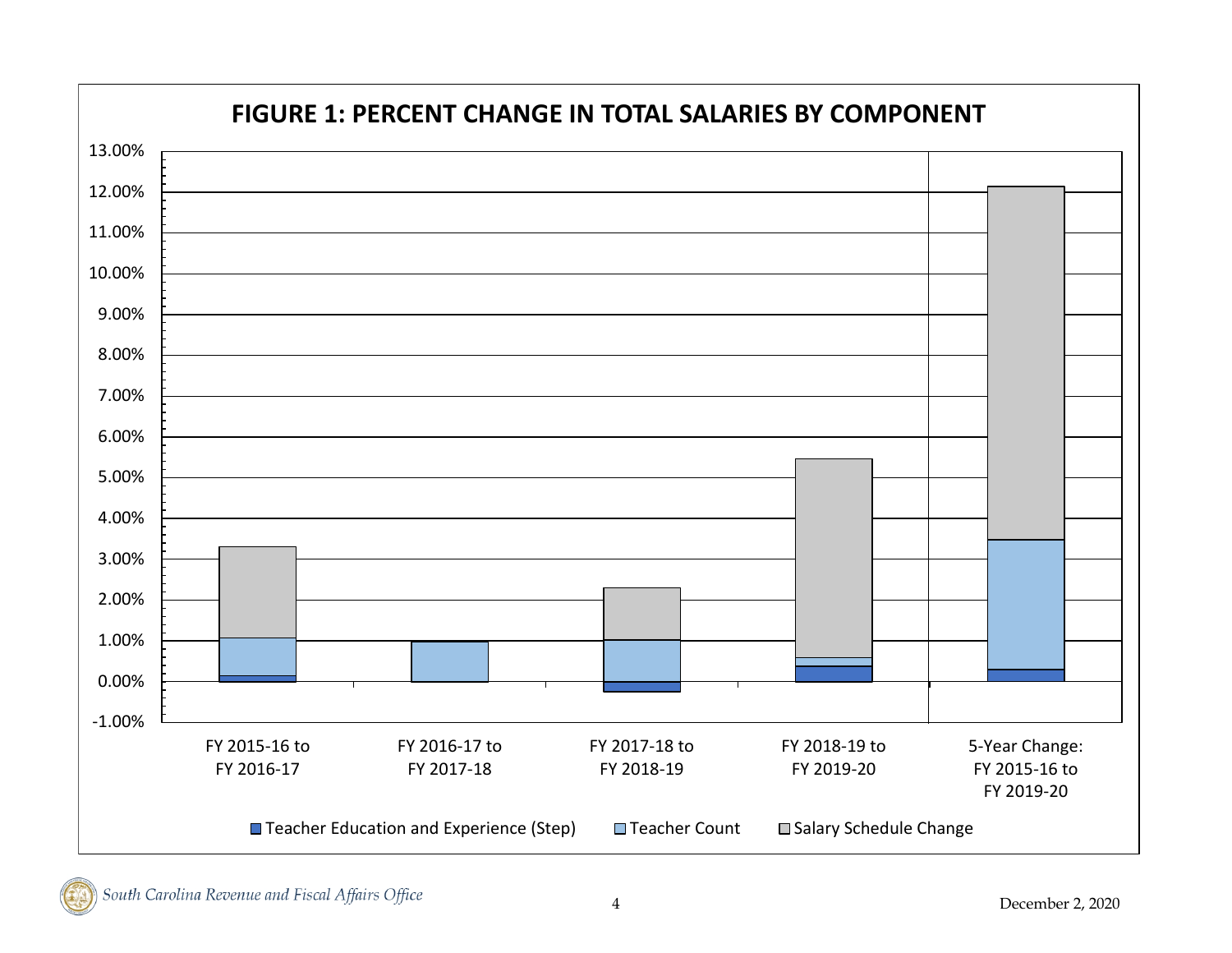**FIGURE 1: PERCENT CHANGE IN TOTAL SALARIES BY COMPONENT**

13.00%
12.00%
11.00%
10.00%
9.00%
8.00%
7.00%
6.00%
5.00%
4.00%
3.00%
2.00%
1.00%
0.00%
-1.00%

FY 2015-16 to FY 2016-17 | FY 2016-17 to FY 2017-18 | FY 2017-18 to FY 2018-19 | FY 2018-19 to FY 2019-20 | 5-Year Change: FY 2015-16 to FY 2019-20

■ Teacher Education and Experience (Step) ■ Teacher Count ■ Salary Schedule Change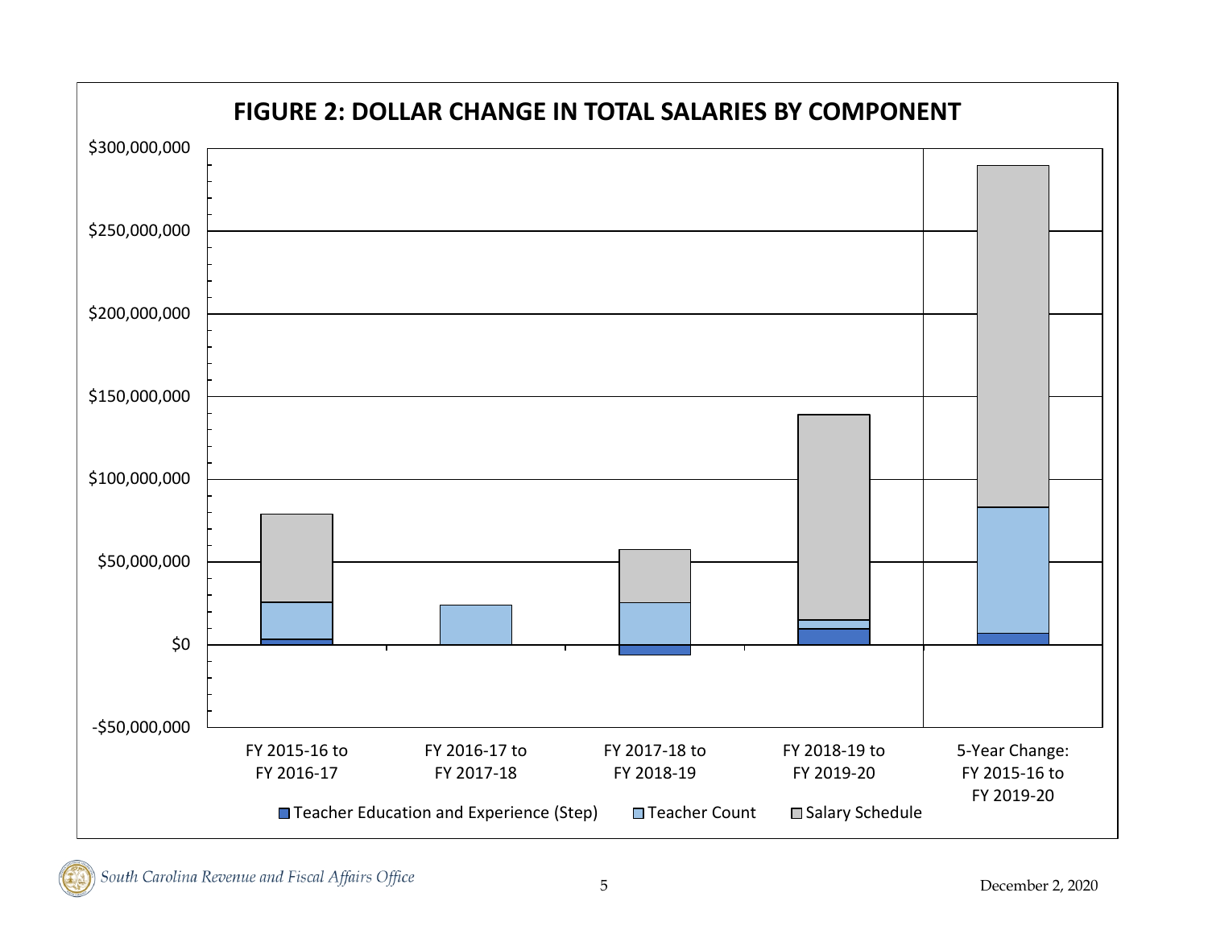**FIGURE 2: DOLLAR CHANGE IN TOTAL SALARIES BY COMPONENT**

$300,000,000

$250,000,000

$200,000,000

$150,000,000

$100,000,000

$50,000,000

$0

-$50,000,000

FY 2015-16 to FY 2016-17

FY 2016-17 to FY 2017-18

FY 2017-18 to FY 2018-19

FY 2018-19 to FY 2019-20

5-Year Change: FY 2015-16 to FY 2019-20

Teacher Education and Experience (Step) | Teacher Count | Salary Schedule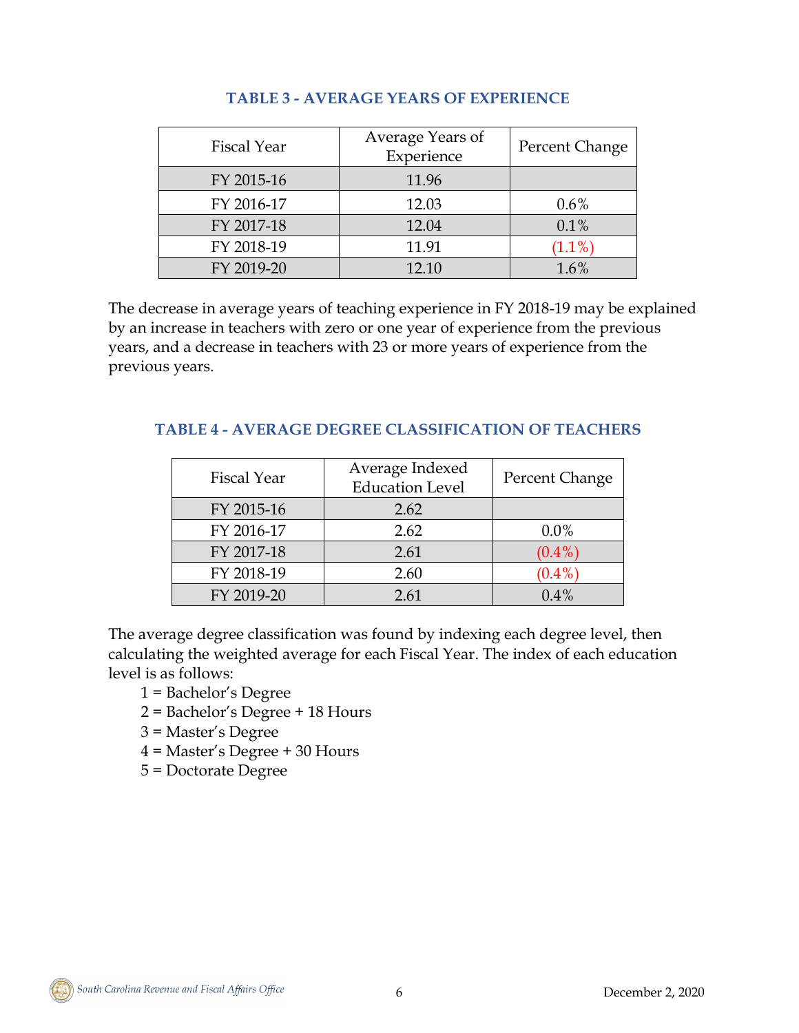### TABLE 3 - AVERAGE YEARS OF EXPERIENCE

| Fiscal Year | Average Years of Experience | Percent Change |
|---|---|---|
| FY 2015-16 | 11.96 | |
| FY 2016-17 | 12.03 | 0.6% |
| FY 2017-18 | 12.04 | 0.1% |
| FY 2018-19 | 11.91 | (1.1%) |
| FY 2019-20 | 12.10 | 1.6% |

The decrease in average years of teaching experience in FY 2018-19 may be explained by an increase in teachers with zero or one year of experience from the previous years, and a decrease in teachers with 23 or more years of experience from the previous years.

### TABLE 4 - AVERAGE DEGREE CLASSIFICATION OF TEACHERS

| Fiscal Year | Average Indexed Education Level | Percent Change |
|---|---|---|
| FY 2015-16 | 2.62 | |
| FY 2016-17 | 2.62 | 0.0% |
| FY 2017-18 | 2.61 | (0.4%) |
| FY 2018-19 | 2.60 | (0.4%) |
| FY 2019-20 | 2.61 | 0.4% |

The average degree classification was found by indexing each degree level, then calculating the weighted average for each Fiscal Year. The index of each education level is as follows:

- 1 = Bachelor's Degree
- 2 = Bachelor's Degree + 18 Hours
- 3 = Master's Degree
- 4 = Master's Degree + 30 Hours
- 5 = Doctorate Degree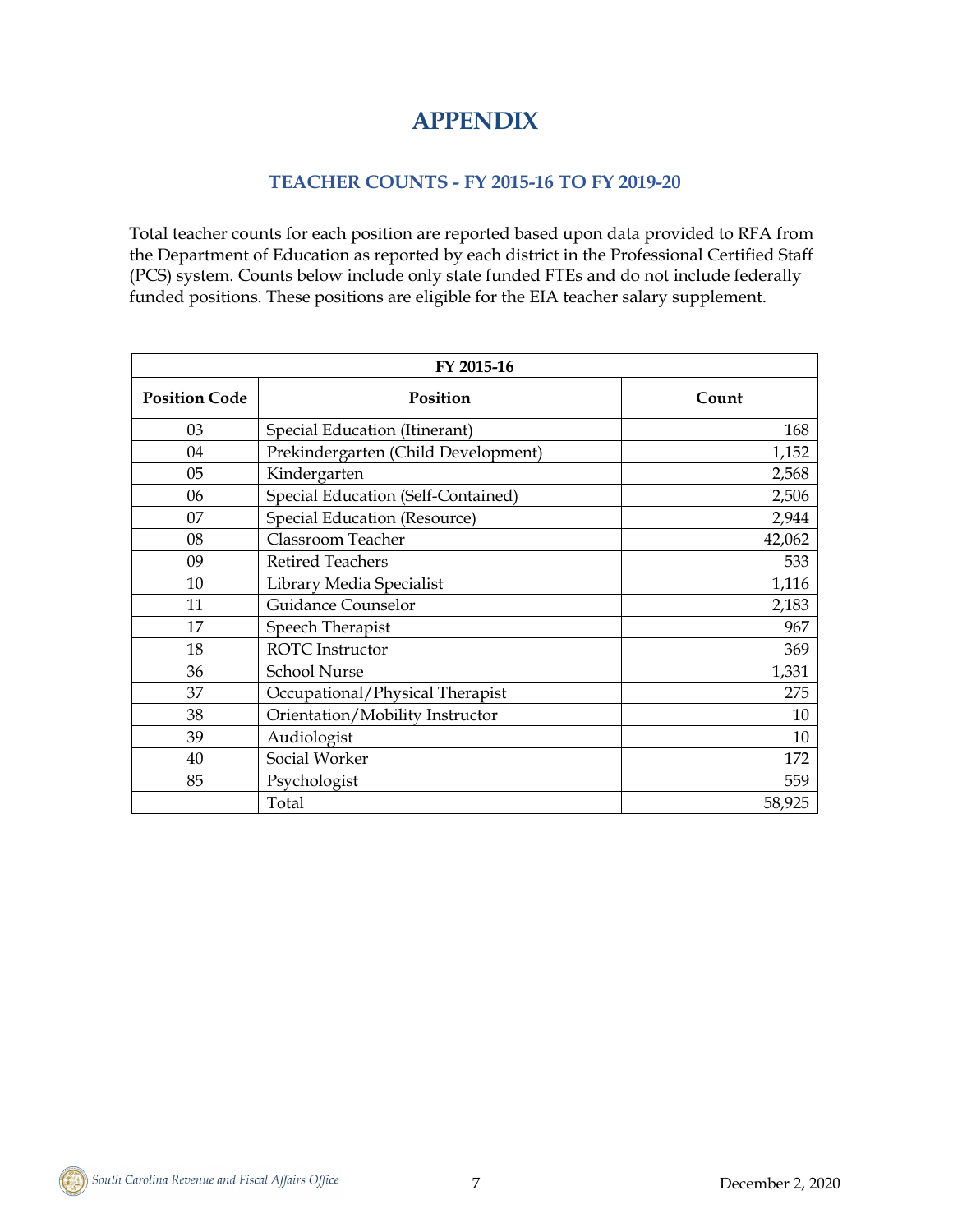# APPENDIX

## TEACHER COUNTS - FY 2015-16 TO FY 2019-20

Total teacher counts for each position are reported based upon data provided to RFA from the Department of Education as reported by each district in the Professional Certified Staff (PCS) system. Counts below include only state funded FTEs and do not include federally funded positions. These positions are eligible for the EIA teacher salary supplement.

| FY 2015-16 | | |
|---|---|---|
| **Position Code** | **Position** | **Count** |
| 03 | Special Education (Itinerant) | 168 |
| 04 | Prekindergarten (Child Development) | 1,152 |
| 05 | Kindergarten | 2,568 |
| 06 | Special Education (Self-Contained) | 2,506 |
| 07 | Special Education (Resource) | 2,944 |
| 08 | Classroom Teacher | 42,062 |
| 09 | Retired Teachers | 533 |
| 10 | Library Media Specialist | 1,116 |
| 11 | Guidance Counselor | 2,183 |
| 17 | Speech Therapist | 967 |
| 18 | ROTC Instructor | 369 |
| 36 | School Nurse | 1,331 |
| 37 | Occupational/Physical Therapist | 275 |
| 38 | Orientation/Mobility Instructor | 10 |
| 39 | Audiologist | 10 |
| 40 | Social Worker | 172 |
| 85 | Psychologist | 559 |
| | Total | 58,925 |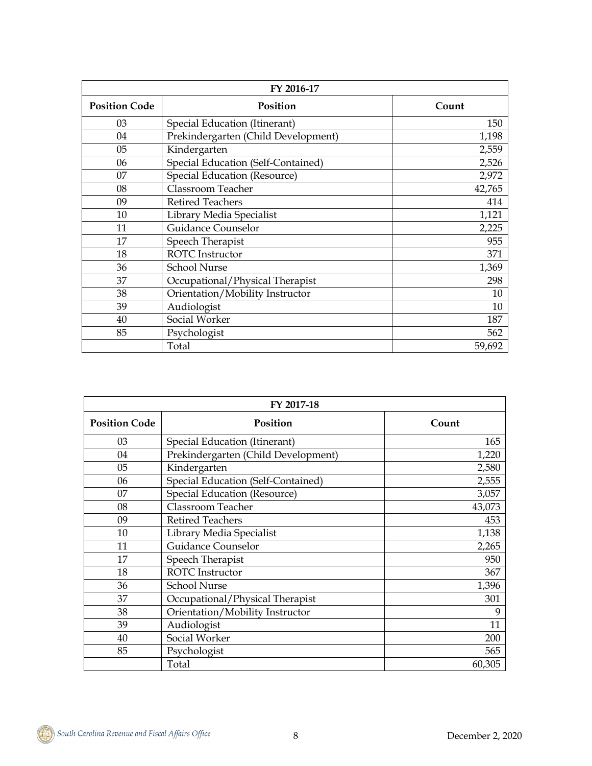| FY 2016-17 | | |
|---|---|---|
| **Position Code** | **Position** | **Count** |
| 03 | Special Education (Itinerant) | 150 |
| 04 | Prekindergarten (Child Development) | 1,198 |
| 05 | Kindergarten | 2,559 |
| 06 | Special Education (Self-Contained) | 2,526 |
| 07 | Special Education (Resource) | 2,972 |
| 08 | Classroom Teacher | 42,765 |
| 09 | Retired Teachers | 414 |
| 10 | Library Media Specialist | 1,121 |
| 11 | Guidance Counselor | 2,225 |
| 17 | Speech Therapist | 955 |
| 18 | ROTC Instructor | 371 |
| 36 | School Nurse | 1,369 |
| 37 | Occupational/Physical Therapist | 298 |
| 38 | Orientation/Mobility Instructor | 10 |
| 39 | Audiologist | 10 |
| 40 | Social Worker | 187 |
| 85 | Psychologist | 562 |
| | Total | 59,692 |

| FY 2017-18 | | |
|---|---|---|
| **Position Code** | **Position** | **Count** |
| 03 | Special Education (Itinerant) | 165 |
| 04 | Prekindergarten (Child Development) | 1,220 |
| 05 | Kindergarten | 2,580 |
| 06 | Special Education (Self-Contained) | 2,555 |
| 07 | Special Education (Resource) | 3,057 |
| 08 | Classroom Teacher | 43,073 |
| 09 | Retired Teachers | 453 |
| 10 | Library Media Specialist | 1,138 |
| 11 | Guidance Counselor | 2,265 |
| 17 | Speech Therapist | 950 |
| 18 | ROTC Instructor | 367 |
| 36 | School Nurse | 1,396 |
| 37 | Occupational/Physical Therapist | 301 |
| 38 | Orientation/Mobility Instructor | 9 |
| 39 | Audiologist | 11 |
| 40 | Social Worker | 200 |
| 85 | Psychologist | 565 |
| | Total | 60,305 |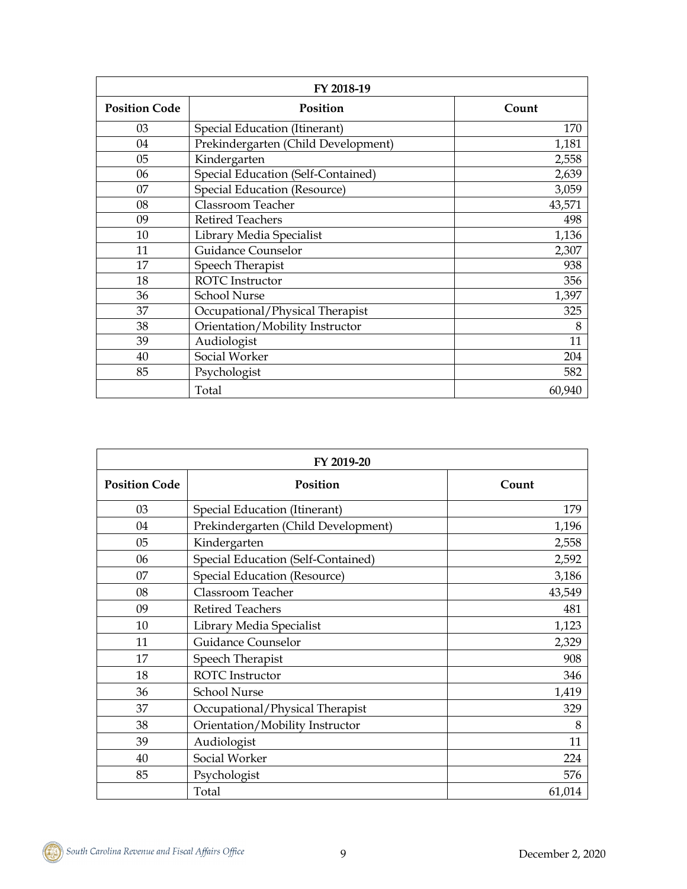| FY 2018-19 | | |
|---|---|---|
| **Position Code** | **Position** | **Count** |
| 03 | Special Education (Itinerant) | 170 |
| 04 | Prekindergarten (Child Development) | 1,181 |
| 05 | Kindergarten | 2,558 |
| 06 | Special Education (Self-Contained) | 2,639 |
| 07 | Special Education (Resource) | 3,059 |
| 08 | Classroom Teacher | 43,571 |
| 09 | Retired Teachers | 498 |
| 10 | Library Media Specialist | 1,136 |
| 11 | Guidance Counselor | 2,307 |
| 17 | Speech Therapist | 938 |
| 18 | ROTC Instructor | 356 |
| 36 | School Nurse | 1,397 |
| 37 | Occupational/Physical Therapist | 325 |
| 38 | Orientation/Mobility Instructor | 8 |
| 39 | Audiologist | 11 |
| 40 | Social Worker | 204 |
| 85 | Psychologist | 582 |
| | Total | 60,940 |

| FY 2019-20 | | |
|---|---|---|
| **Position Code** | **Position** | **Count** |
| 03 | Special Education (Itinerant) | 179 |
| 04 | Prekindergarten (Child Development) | 1,196 |
| 05 | Kindergarten | 2,558 |
| 06 | Special Education (Self-Contained) | 2,592 |
| 07 | Special Education (Resource) | 3,186 |
| 08 | Classroom Teacher | 43,549 |
| 09 | Retired Teachers | 481 |
| 10 | Library Media Specialist | 1,123 |
| 11 | Guidance Counselor | 2,329 |
| 17 | Speech Therapist | 908 |
| 18 | ROTC Instructor | 346 |
| 36 | School Nurse | 1,419 |
| 37 | Occupational/Physical Therapist | 329 |
| 38 | Orientation/Mobility Instructor | 8 |
| 39 | Audiologist | 11 |
| 40 | Social Worker | 224 |
| 85 | Psychologist | 576 |
| | Total | 61,014 |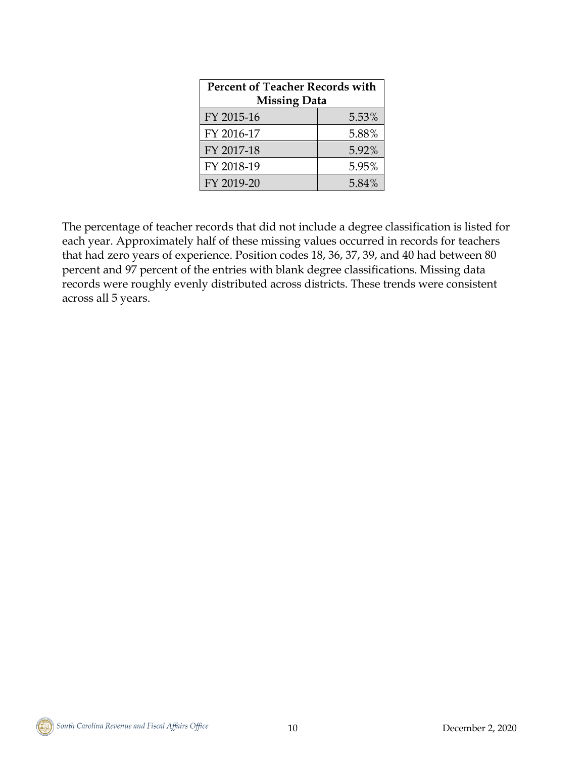| Percent of Teacher Records with Missing Data | |
|---|---|
| FY 2015-16 | 5.53% |
| FY 2016-17 | 5.88% |
| FY 2017-18 | 5.92% |
| FY 2018-19 | 5.95% |
| FY 2019-20 | 5.84% |

The percentage of teacher records that did not include a degree classification is listed for each year. Approximately half of these missing values occurred in records for teachers that had zero years of experience. Position codes 18, 36, 37, 39, and 40 had between 80 percent and 97 percent of the entries with blank degree classifications. Missing data records were roughly evenly distributed across districts. These trends were consistent across all 5 years.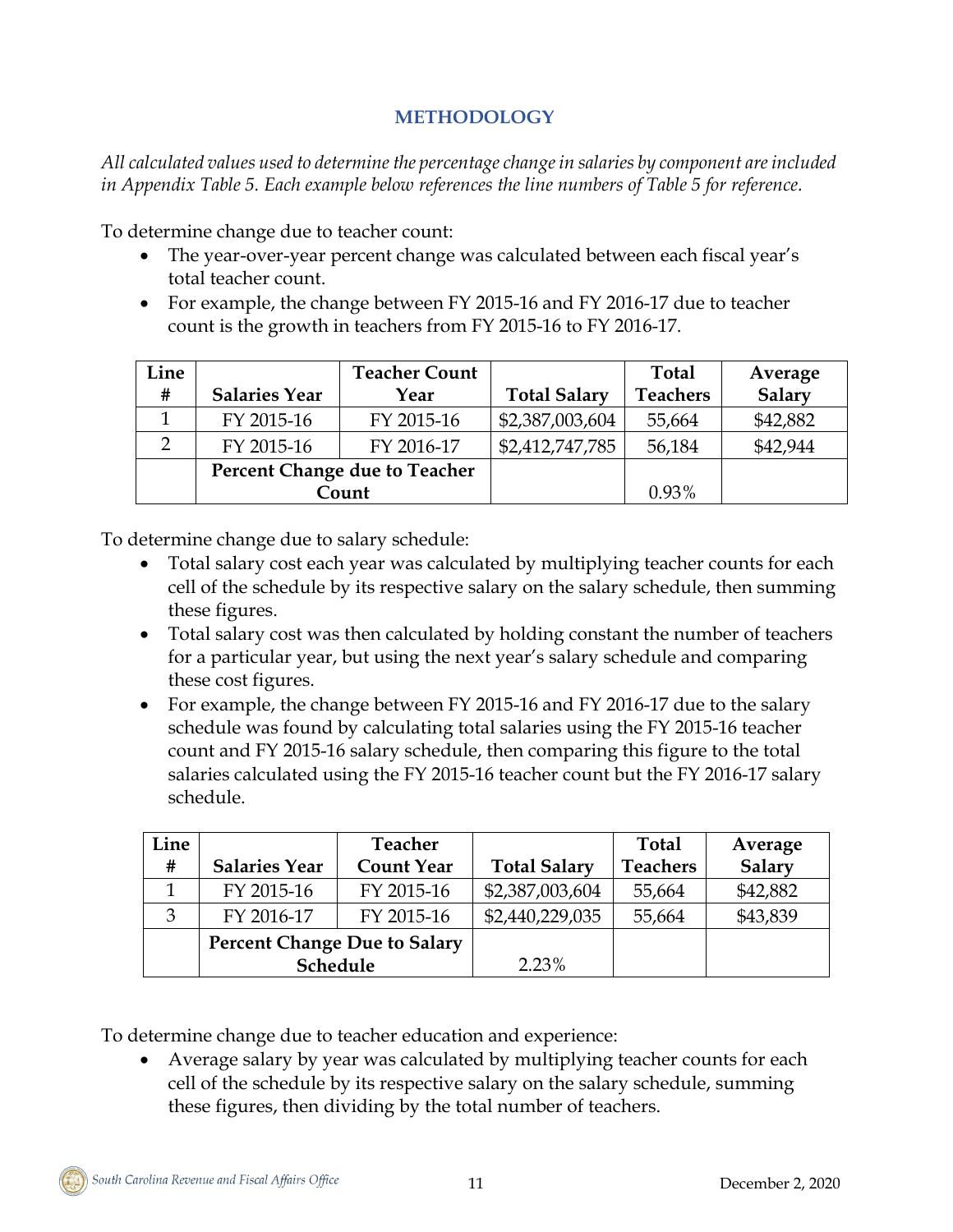## METHODOLOGY

*All calculated values used to determine the percentage change in salaries by component are included in Appendix Table 5. Each example below references the line numbers of Table 5 for reference.*

To determine change due to teacher count:

- The year-over-year percent change was calculated between each fiscal year's total teacher count.
- For example, the change between FY 2015-16 and FY 2016-17 due to teacher count is the growth in teachers from FY 2015-16 to FY 2016-17.

| Line # | Salaries Year | Teacher Count Year | Total Salary | Total Teachers | Average Salary |
|---|---|---|---|---|---|
| 1 | FY 2015-16 | FY 2015-16 | $2,387,003,604 | 55,664 | $42,882 |
| 2 | FY 2015-16 | FY 2016-17 | $2,412,747,785 | 56,184 | $42,944 |
| | **Percent Change due to Teacher Count** | | | 0.93% | |

To determine change due to salary schedule:

- Total salary cost each year was calculated by multiplying teacher counts for each cell of the schedule by its respective salary on the salary schedule, then summing these figures.
- Total salary cost was then calculated by holding constant the number of teachers for a particular year, but using the next year's salary schedule and comparing these cost figures.
- For example, the change between FY 2015-16 and FY 2016-17 due to the salary schedule was found by calculating total salaries using the FY 2015-16 teacher count and FY 2015-16 salary schedule, then comparing this figure to the total salaries calculated using the FY 2015-16 teacher count but the FY 2016-17 salary schedule.

| Line # | Salaries Year | Teacher Count Year | Total Salary | Total Teachers | Average Salary |
|---|---|---|---|---|---|
| 1 | FY 2015-16 | FY 2015-16 | $2,387,003,604 | 55,664 | $42,882 |
| 3 | FY 2016-17 | FY 2015-16 | $2,440,229,035 | 55,664 | $43,839 |
| | **Percent Change Due to Salary Schedule** | | 2.23% | | |

To determine change due to teacher education and experience:

- Average salary by year was calculated by multiplying teacher counts for each cell of the schedule by its respective salary on the salary schedule, summing these figures, then dividing by the total number of teachers.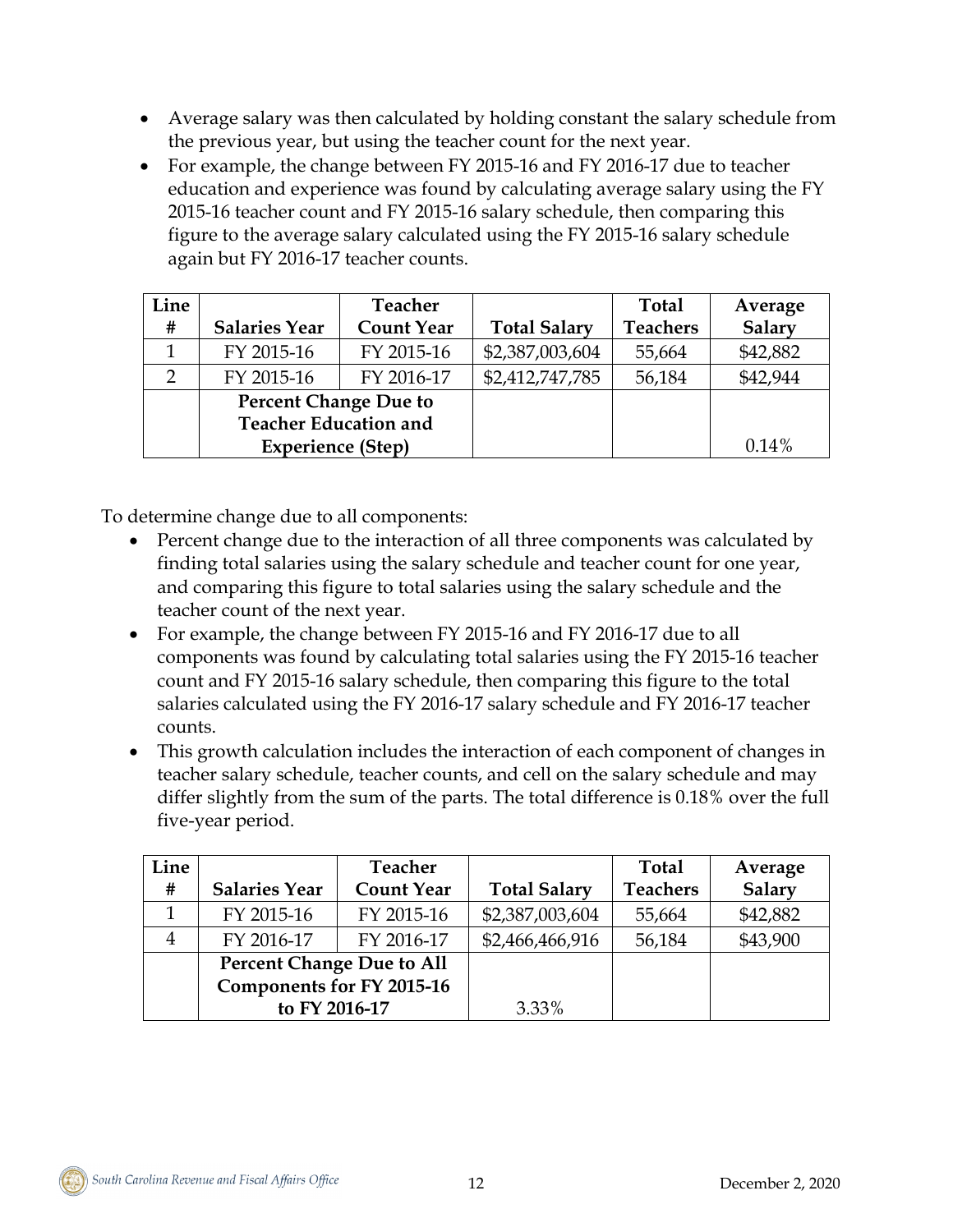- Average salary was then calculated by holding constant the salary schedule from the previous year, but using the teacher count for the next year.
- For example, the change between FY 2015-16 and FY 2016-17 due to teacher education and experience was found by calculating average salary using the FY 2015-16 teacher count and FY 2015-16 salary schedule, then comparing this figure to the average salary calculated using the FY 2015-16 salary schedule again but FY 2016-17 teacher counts.

| Line # | Salaries Year | Teacher Count Year | Total Salary | Total Teachers | Average Salary |
|---|---|---|---|---|---|
| 1 | FY 2015-16 | FY 2015-16 | $2,387,003,604 | 55,664 | $42,882 |
| 2 | FY 2015-16 | FY 2016-17 | $2,412,747,785 | 56,184 | $42,944 |
| | **Percent Change Due to Teacher Education and Experience (Step)** | | | | 0.14% |

To determine change due to all components:

- Percent change due to the interaction of all three components was calculated by finding total salaries using the salary schedule and teacher count for one year, and comparing this figure to total salaries using the salary schedule and the teacher count of the next year.
- For example, the change between FY 2015-16 and FY 2016-17 due to all components was found by calculating total salaries using the FY 2015-16 teacher count and FY 2015-16 salary schedule, then comparing this figure to the total salaries calculated using the FY 2016-17 salary schedule and FY 2016-17 teacher counts.
- This growth calculation includes the interaction of each component of changes in teacher salary schedule, teacher counts, and cell on the salary schedule and may differ slightly from the sum of the parts. The total difference is 0.18% over the full five-year period.

| Line # | Salaries Year | Teacher Count Year | Total Salary | Total Teachers | Average Salary |
|---|---|---|---|---|---|
| 1 | FY 2015-16 | FY 2015-16 | $2,387,003,604 | 55,664 | $42,882 |
| 4 | FY 2016-17 | FY 2016-17 | $2,466,466,916 | 56,184 | $43,900 |
| | **Percent Change Due to All Components for FY 2015-16 to FY 2016-17** | | 3.33% | | |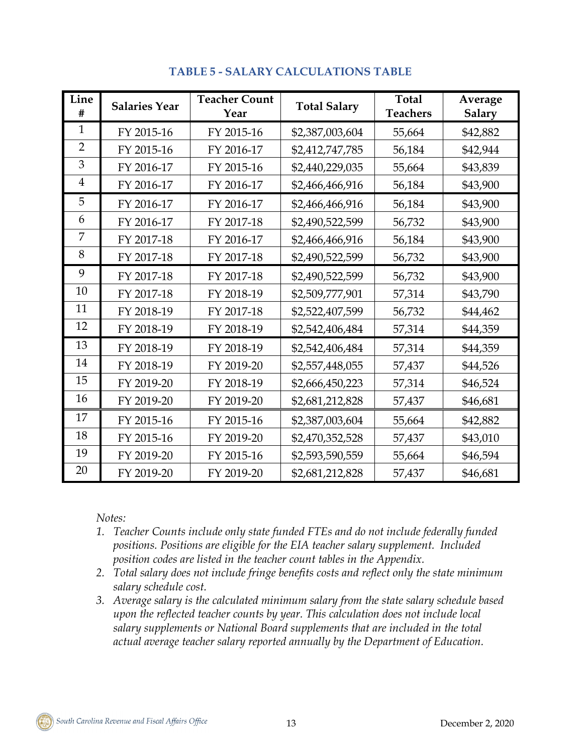## TABLE 5 - SALARY CALCULATIONS TABLE

| Line # | Salaries Year | Teacher Count Year | Total Salary | Total Teachers | Average Salary |
|---|---|---|---|---|---|
| 1 | FY 2015-16 | FY 2015-16 | $2,387,003,604 | 55,664 | $42,882 |
| 2 | FY 2015-16 | FY 2016-17 | $2,412,747,785 | 56,184 | $42,944 |
| 3 | FY 2016-17 | FY 2015-16 | $2,440,229,035 | 55,664 | $43,839 |
| 4 | FY 2016-17 | FY 2016-17 | $2,466,466,916 | 56,184 | $43,900 |
| 5 | FY 2016-17 | FY 2016-17 | $2,466,466,916 | 56,184 | $43,900 |
| 6 | FY 2016-17 | FY 2017-18 | $2,490,522,599 | 56,732 | $43,900 |
| 7 | FY 2017-18 | FY 2016-17 | $2,466,466,916 | 56,184 | $43,900 |
| 8 | FY 2017-18 | FY 2017-18 | $2,490,522,599 | 56,732 | $43,900 |
| 9 | FY 2017-18 | FY 2017-18 | $2,490,522,599 | 56,732 | $43,900 |
| 10 | FY 2017-18 | FY 2018-19 | $2,509,777,901 | 57,314 | $43,790 |
| 11 | FY 2018-19 | FY 2017-18 | $2,522,407,599 | 56,732 | $44,462 |
| 12 | FY 2018-19 | FY 2018-19 | $2,542,406,484 | 57,314 | $44,359 |
| 13 | FY 2018-19 | FY 2018-19 | $2,542,406,484 | 57,314 | $44,359 |
| 14 | FY 2018-19 | FY 2019-20 | $2,557,448,055 | 57,437 | $44,526 |
| 15 | FY 2019-20 | FY 2018-19 | $2,666,450,223 | 57,314 | $46,524 |
| 16 | FY 2019-20 | FY 2019-20 | $2,681,212,828 | 57,437 | $46,681 |
| 17 | FY 2015-16 | FY 2015-16 | $2,387,003,604 | 55,664 | $42,882 |
| 18 | FY 2015-16 | FY 2019-20 | $2,470,352,528 | 57,437 | $43,010 |
| 19 | FY 2019-20 | FY 2015-16 | $2,593,590,559 | 55,664 | $46,594 |
| 20 | FY 2019-20 | FY 2019-20 | $2,681,212,828 | 57,437 | $46,681 |

*Notes:*

1. *Teacher Counts include only state funded FTEs and do not include federally funded positions. Positions are eligible for the EIA teacher salary supplement. Included position codes are listed in the teacher count tables in the Appendix.*
2. *Total salary does not include fringe benefits costs and reflect only the state minimum salary schedule cost.*
3. *Average salary is the calculated minimum salary from the state salary schedule based upon the reflected teacher counts by year. This calculation does not include local salary supplements or National Board supplements that are included in the total actual average teacher salary reported annually by the Department of Education.*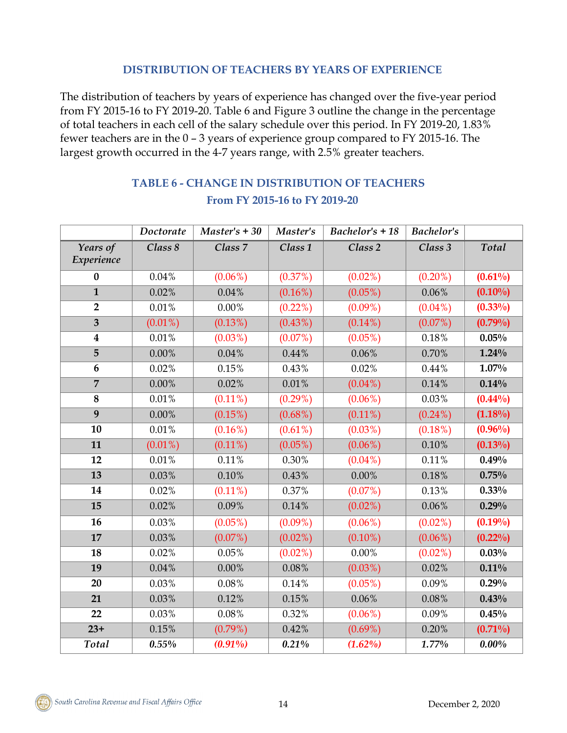## DISTRIBUTION OF TEACHERS BY YEARS OF EXPERIENCE

The distribution of teachers by years of experience has changed over the five-year period from FY 2015-16 to FY 2019-20. Table 6 and Figure 3 outline the change in the percentage of total teachers in each cell of the salary schedule over this period. In FY 2019-20, 1.83% fewer teachers are in the 0 – 3 years of experience group compared to FY 2015-16. The largest growth occurred in the 4-7 years range, with 2.5% greater teachers.

### TABLE 6 - CHANGE IN DISTRIBUTION OF TEACHERS
### From FY 2015-16 to FY 2019-20

| | *Doctorate* | *Master's + 30* | *Master's* | *Bachelor's + 18* | *Bachelor's* | |
|---|---|---|---|---|---|---|
| ***Years of Experience*** | ***Class 8*** | ***Class 7*** | ***Class 1*** | ***Class 2*** | ***Class 3*** | ***Total*** |
| **0** | 0.04% | (0.06%) | (0.37%) | (0.02%) | (0.20%) | **(0.61%)** |
| **1** | 0.02% | 0.04% | (0.16%) | (0.05%) | 0.06% | **(0.10%)** |
| **2** | 0.01% | 0.00% | (0.22%) | (0.09%) | (0.04%) | **(0.33%)** |
| **3** | (0.01%) | (0.13%) | (0.43%) | (0.14%) | (0.07%) | **(0.79%)** |
| **4** | 0.01% | (0.03%) | (0.07%) | (0.05%) | 0.18% | **0.05%** |
| **5** | 0.00% | 0.04% | 0.44% | 0.06% | 0.70% | **1.24%** |
| **6** | 0.02% | 0.15% | 0.43% | 0.02% | 0.44% | **1.07%** |
| **7** | 0.00% | 0.02% | 0.01% | (0.04%) | 0.14% | **0.14%** |
| **8** | 0.01% | (0.11%) | (0.29%) | (0.06%) | 0.03% | **(0.44%)** |
| **9** | 0.00% | (0.15%) | (0.68%) | (0.11%) | (0.24%) | **(1.18%)** |
| **10** | 0.01% | (0.16%) | (0.61%) | (0.03%) | (0.18%) | **(0.96%)** |
| **11** | (0.01%) | (0.11%) | (0.05%) | (0.06%) | 0.10% | **(0.13%)** |
| **12** | 0.01% | 0.11% | 0.30% | (0.04%) | 0.11% | **0.49%** |
| **13** | 0.03% | 0.10% | 0.43% | 0.00% | 0.18% | **0.75%** |
| **14** | 0.02% | (0.11%) | 0.37% | (0.07%) | 0.13% | **0.33%** |
| **15** | 0.02% | 0.09% | 0.14% | (0.02%) | 0.06% | **0.29%** |
| **16** | 0.03% | (0.05%) | (0.09%) | (0.06%) | (0.02%) | **(0.19%)** |
| **17** | 0.03% | (0.07%) | (0.02%) | (0.10%) | (0.06%) | **(0.22%)** |
| **18** | 0.02% | 0.05% | (0.02%) | 0.00% | (0.02%) | **0.03%** |
| **19** | 0.04% | 0.00% | 0.08% | (0.03%) | 0.02% | **0.11%** |
| **20** | 0.03% | 0.08% | 0.14% | (0.05%) | 0.09% | **0.29%** |
| **21** | 0.03% | 0.12% | 0.15% | 0.06% | 0.08% | **0.43%** |
| **22** | 0.03% | 0.08% | 0.32% | (0.06%) | 0.09% | **0.45%** |
| **23+** | 0.15% | (0.79%) | 0.42% | (0.69%) | 0.20% | **(0.71%)** |
| ***Total*** | ***0.55%*** | ***(0.91%)*** | ***0.21%*** | ***(1.62%)*** | ***1.77%*** | ***0.00%*** |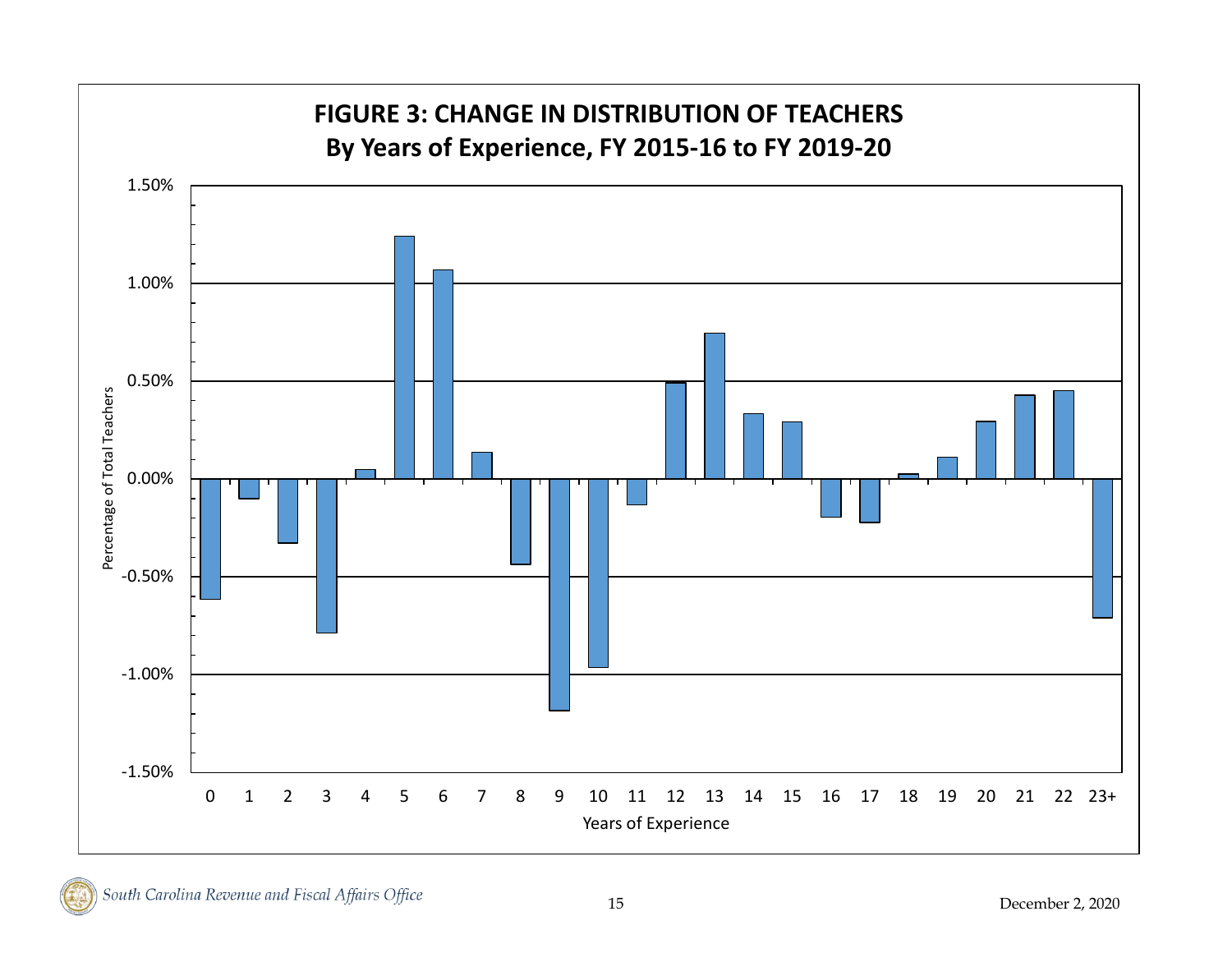**FIGURE 3: CHANGE IN DISTRIBUTION OF TEACHERS**
**By Years of Experience, FY 2015-16 to FY 2019-20**

Percentage of Total Teachers

1.50%
1.00%
0.50%
0.00%
-0.50%
-1.00%
-1.50%

0 1 2 3 4 5 6 7 8 9 10 11 12 13 14 15 16 17 18 19 20 21 22 23+

Years of Experience